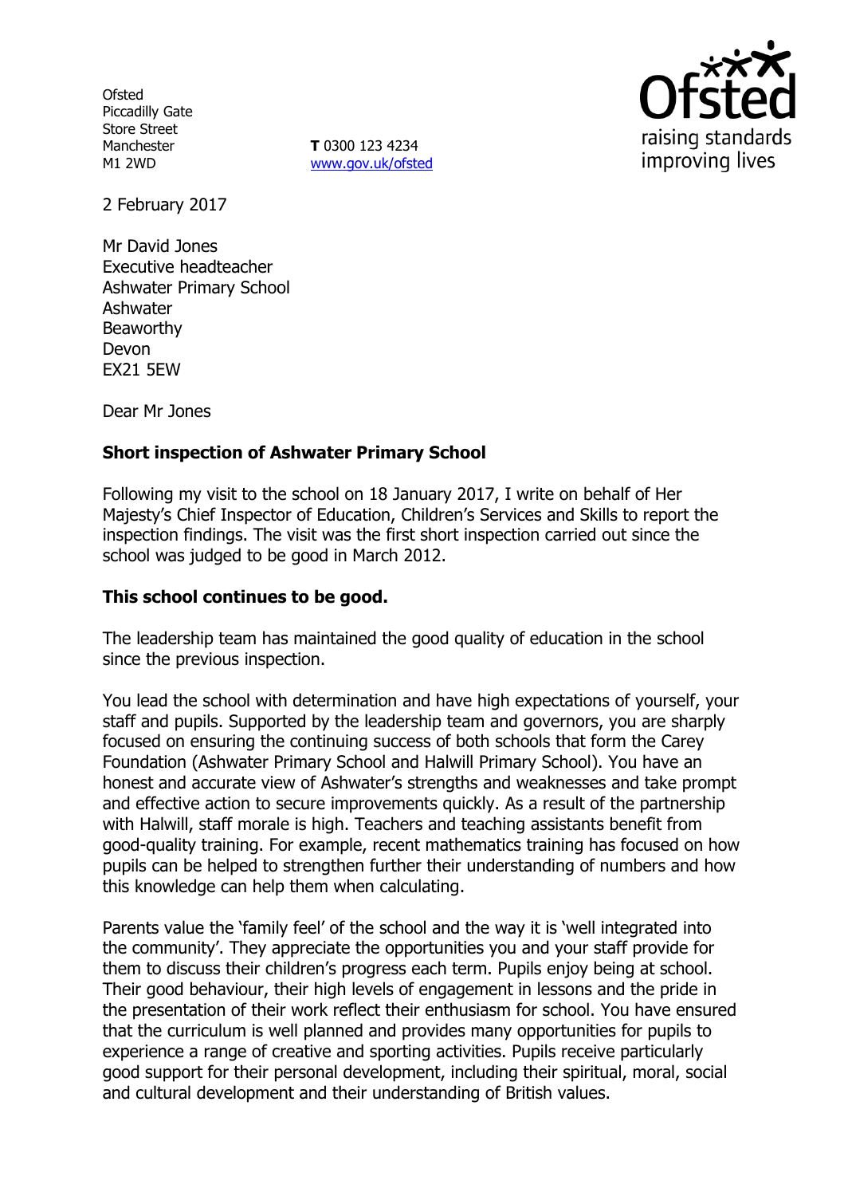Ofsted
Piccadilly Gate
Store Street
Manchester
M1 2WD

**T** 0300 123 4234
www.gov.uk/ofsted

2 February 2017

Mr David Jones
Executive headteacher
Ashwater Primary School
Ashwater
Beaworthy
Devon
EX21 5EW

Dear Mr Jones

**Short inspection of Ashwater Primary School**

Following my visit to the school on 18 January 2017, I write on behalf of Her Majesty's Chief Inspector of Education, Children's Services and Skills to report the inspection findings. The visit was the first short inspection carried out since the school was judged to be good in March 2012.

**This school continues to be good.**

The leadership team has maintained the good quality of education in the school since the previous inspection.

You lead the school with determination and have high expectations of yourself, your staff and pupils. Supported by the leadership team and governors, you are sharply focused on ensuring the continuing success of both schools that form the Carey Foundation (Ashwater Primary School and Halwill Primary School). You have an honest and accurate view of Ashwater's strengths and weaknesses and take prompt and effective action to secure improvements quickly. As a result of the partnership with Halwill, staff morale is high. Teachers and teaching assistants benefit from good-quality training. For example, recent mathematics training has focused on how pupils can be helped to strengthen further their understanding of numbers and how this knowledge can help them when calculating.

Parents value the 'family feel' of the school and the way it is 'well integrated into the community'. They appreciate the opportunities you and your staff provide for them to discuss their children's progress each term. Pupils enjoy being at school. Their good behaviour, their high levels of engagement in lessons and the pride in the presentation of their work reflect their enthusiasm for school. You have ensured that the curriculum is well planned and provides many opportunities for pupils to experience a range of creative and sporting activities. Pupils receive particularly good support for their personal development, including their spiritual, moral, social and cultural development and their understanding of British values.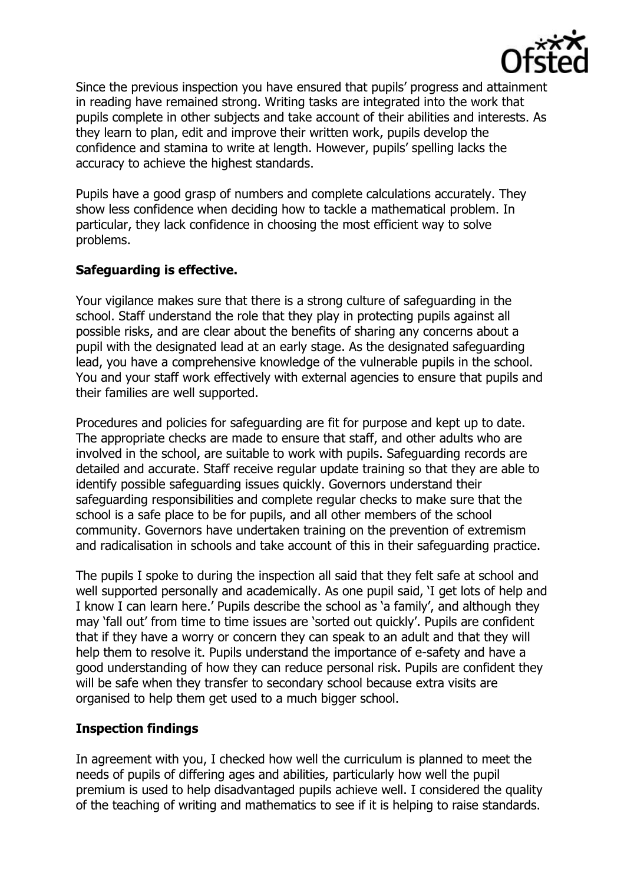Since the previous inspection you have ensured that pupils' progress and attainment in reading have remained strong. Writing tasks are integrated into the work that pupils complete in other subjects and take account of their abilities and interests. As they learn to plan, edit and improve their written work, pupils develop the confidence and stamina to write at length. However, pupils' spelling lacks the accuracy to achieve the highest standards.

Pupils have a good grasp of numbers and complete calculations accurately. They show less confidence when deciding how to tackle a mathematical problem. In particular, they lack confidence in choosing the most efficient way to solve problems.

**Safeguarding is effective.**

Your vigilance makes sure that there is a strong culture of safeguarding in the school. Staff understand the role that they play in protecting pupils against all possible risks, and are clear about the benefits of sharing any concerns about a pupil with the designated lead at an early stage. As the designated safeguarding lead, you have a comprehensive knowledge of the vulnerable pupils in the school. You and your staff work effectively with external agencies to ensure that pupils and their families are well supported.

Procedures and policies for safeguarding are fit for purpose and kept up to date. The appropriate checks are made to ensure that staff, and other adults who are involved in the school, are suitable to work with pupils. Safeguarding records are detailed and accurate. Staff receive regular update training so that they are able to identify possible safeguarding issues quickly. Governors understand their safeguarding responsibilities and complete regular checks to make sure that the school is a safe place to be for pupils, and all other members of the school community. Governors have undertaken training on the prevention of extremism and radicalisation in schools and take account of this in their safeguarding practice.

The pupils I spoke to during the inspection all said that they felt safe at school and well supported personally and academically. As one pupil said, 'I get lots of help and I know I can learn here.' Pupils describe the school as 'a family', and although they may 'fall out' from time to time issues are 'sorted out quickly'. Pupils are confident that if they have a worry or concern they can speak to an adult and that they will help them to resolve it. Pupils understand the importance of e-safety and have a good understanding of how they can reduce personal risk. Pupils are confident they will be safe when they transfer to secondary school because extra visits are organised to help them get used to a much bigger school.

**Inspection findings**

In agreement with you, I checked how well the curriculum is planned to meet the needs of pupils of differing ages and abilities, particularly how well the pupil premium is used to help disadvantaged pupils achieve well. I considered the quality of the teaching of writing and mathematics to see if it is helping to raise standards.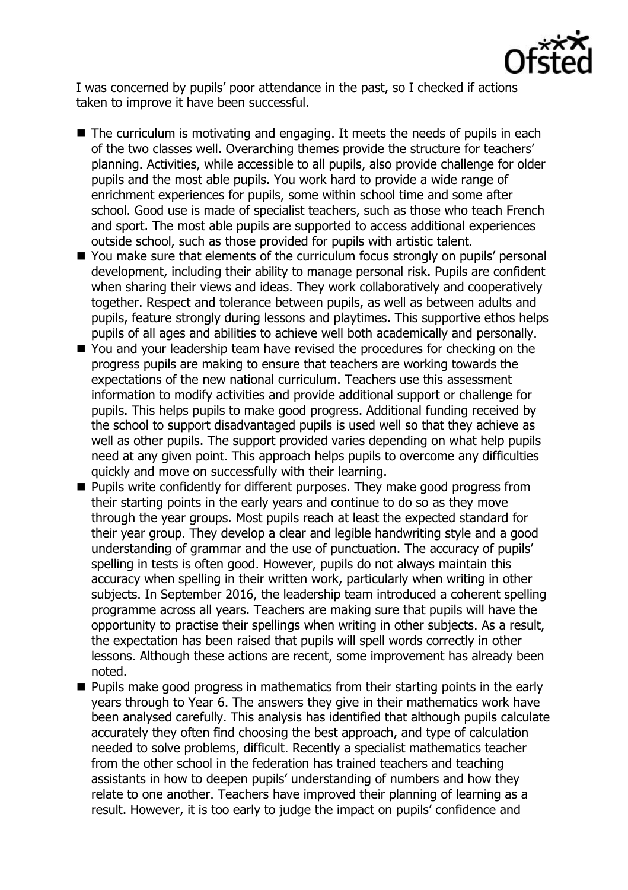I was concerned by pupils' poor attendance in the past, so I checked if actions taken to improve it have been successful.

- The curriculum is motivating and engaging. It meets the needs of pupils in each of the two classes well. Overarching themes provide the structure for teachers' planning. Activities, while accessible to all pupils, also provide challenge for older pupils and the most able pupils. You work hard to provide a wide range of enrichment experiences for pupils, some within school time and some after school. Good use is made of specialist teachers, such as those who teach French and sport. The most able pupils are supported to access additional experiences outside school, such as those provided for pupils with artistic talent.
- You make sure that elements of the curriculum focus strongly on pupils' personal development, including their ability to manage personal risk. Pupils are confident when sharing their views and ideas. They work collaboratively and cooperatively together. Respect and tolerance between pupils, as well as between adults and pupils, feature strongly during lessons and playtimes. This supportive ethos helps pupils of all ages and abilities to achieve well both academically and personally.
- You and your leadership team have revised the procedures for checking on the progress pupils are making to ensure that teachers are working towards the expectations of the new national curriculum. Teachers use this assessment information to modify activities and provide additional support or challenge for pupils. This helps pupils to make good progress. Additional funding received by the school to support disadvantaged pupils is used well so that they achieve as well as other pupils. The support provided varies depending on what help pupils need at any given point. This approach helps pupils to overcome any difficulties quickly and move on successfully with their learning.
- Pupils write confidently for different purposes. They make good progress from their starting points in the early years and continue to do so as they move through the year groups. Most pupils reach at least the expected standard for their year group. They develop a clear and legible handwriting style and a good understanding of grammar and the use of punctuation. The accuracy of pupils' spelling in tests is often good. However, pupils do not always maintain this accuracy when spelling in their written work, particularly when writing in other subjects. In September 2016, the leadership team introduced a coherent spelling programme across all years. Teachers are making sure that pupils will have the opportunity to practise their spellings when writing in other subjects. As a result, the expectation has been raised that pupils will spell words correctly in other lessons. Although these actions are recent, some improvement has already been noted.
- Pupils make good progress in mathematics from their starting points in the early years through to Year 6. The answers they give in their mathematics work have been analysed carefully. This analysis has identified that although pupils calculate accurately they often find choosing the best approach, and type of calculation needed to solve problems, difficult. Recently a specialist mathematics teacher from the other school in the federation has trained teachers and teaching assistants in how to deepen pupils' understanding of numbers and how they relate to one another. Teachers have improved their planning of learning as a result. However, it is too early to judge the impact on pupils' confidence and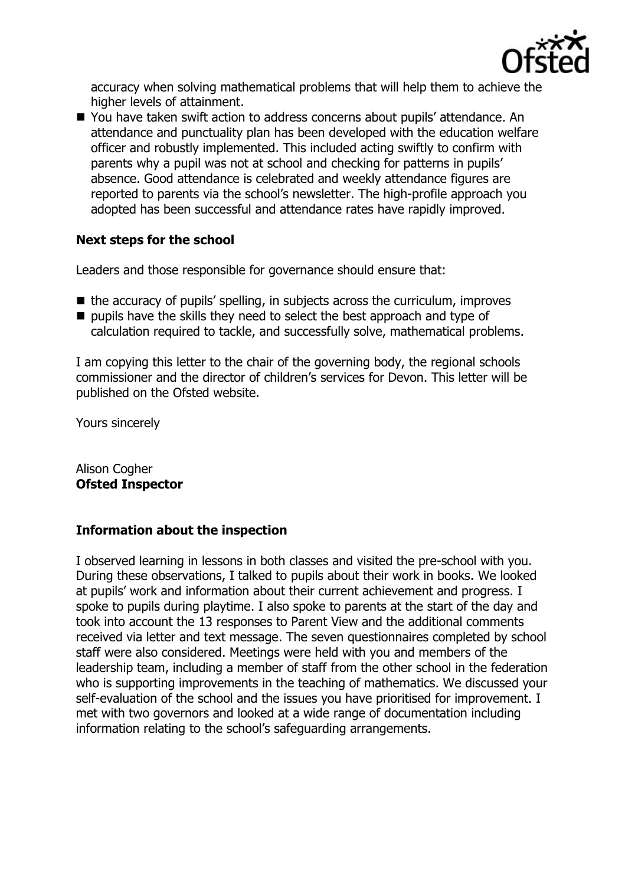accuracy when solving mathematical problems that will help them to achieve the higher levels of attainment.

- You have taken swift action to address concerns about pupils' attendance. An attendance and punctuality plan has been developed with the education welfare officer and robustly implemented. This included acting swiftly to confirm with parents why a pupil was not at school and checking for patterns in pupils' absence. Good attendance is celebrated and weekly attendance figures are reported to parents via the school's newsletter. The high-profile approach you adopted has been successful and attendance rates have rapidly improved.

### Next steps for the school

Leaders and those responsible for governance should ensure that:

- the accuracy of pupils' spelling, in subjects across the curriculum, improves
- pupils have the skills they need to select the best approach and type of calculation required to tackle, and successfully solve, mathematical problems.

I am copying this letter to the chair of the governing body, the regional schools commissioner and the director of children's services for Devon. This letter will be published on the Ofsted website.

Yours sincerely

Alison Cogher
**Ofsted Inspector**

### Information about the inspection

I observed learning in lessons in both classes and visited the pre-school with you. During these observations, I talked to pupils about their work in books. We looked at pupils' work and information about their current achievement and progress. I spoke to pupils during playtime. I also spoke to parents at the start of the day and took into account the 13 responses to Parent View and the additional comments received via letter and text message. The seven questionnaires completed by school staff were also considered. Meetings were held with you and members of the leadership team, including a member of staff from the other school in the federation who is supporting improvements in the teaching of mathematics. We discussed your self-evaluation of the school and the issues you have prioritised for improvement. I met with two governors and looked at a wide range of documentation including information relating to the school's safeguarding arrangements.